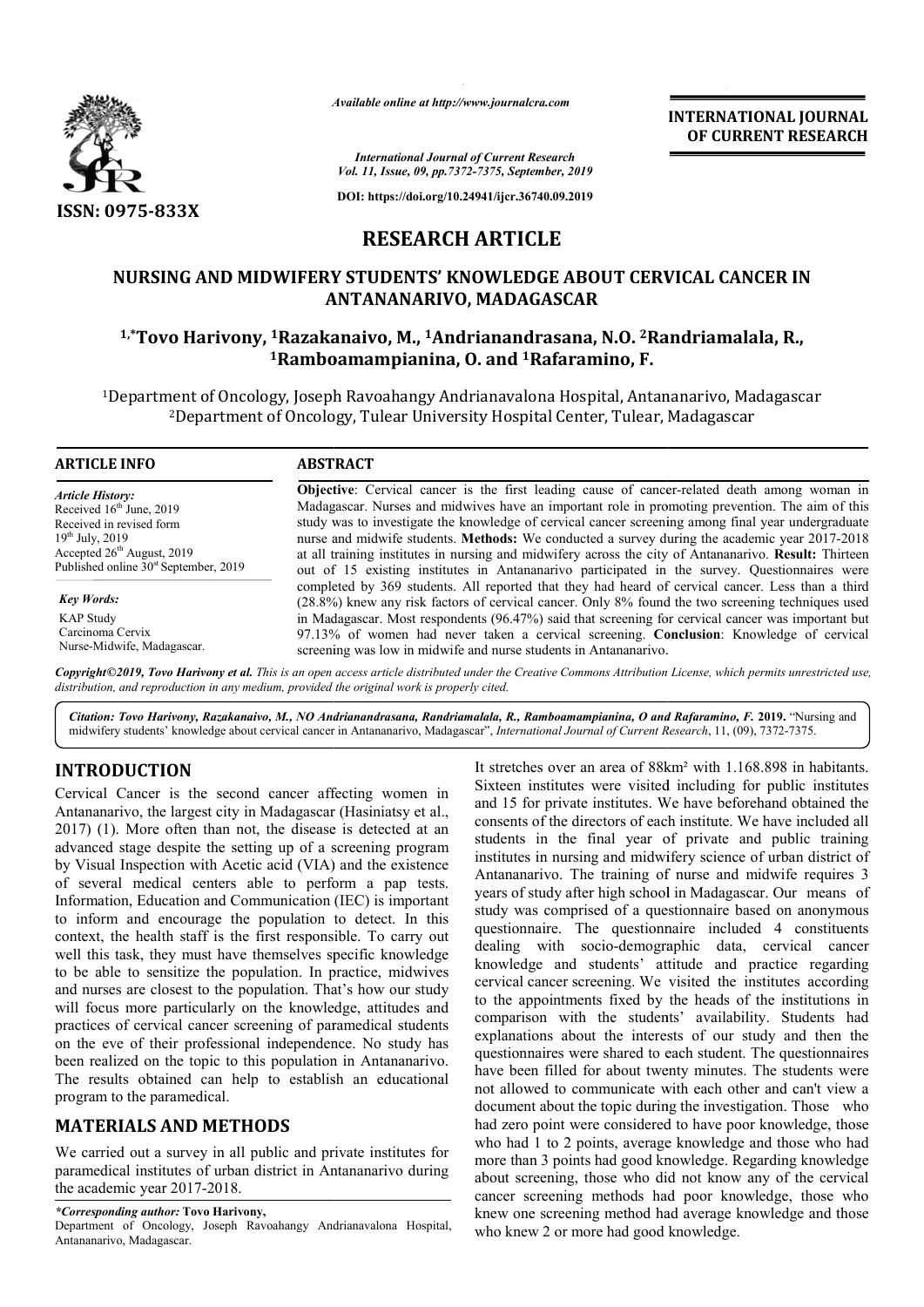ISSN: 0975-833X

*Available online at http://www.journalcra.com*

*International Journal of Current Research*
*Vol. 11, Issue, 09, pp.7372-7375, September, 2019*

DOI: https://doi.org/10.24941/ijcr.36740.09.2019

**INTERNATIONAL JOURNAL OF CURRENT RESEARCH**

# RESEARCH ARTICLE

## NURSING AND MIDWIFERY STUDENTS' KNOWLEDGE ABOUT CERVICAL CANCER IN ANTANANARIVO, MADAGASCAR

**[1,*]Tovo Harivony, [1]Razakanaivo, M., [1]Andrianandrasana, N.O. [2]Randriamalala, R., [1]Ramboamampianina, O. and [1]Rafaramino, F.**

[1]Department of Oncology, Joseph Ravoahangy Andrianavalona Hospital, Antananarivo, Madagascar
[2]Department of Oncology, Tulear University Hospital Center, Tulear, Madagascar

**ARTICLE INFO**

*Article History:*
Received 16[th] June, 2019
Received in revised form
19[th] July, 2019
Accepted 26[th] August, 2019
Published online 30[st] September, 2019

*Key Words:*
KAP Study
Carcinoma Cervix
Nurse-Midwife, Madagascar.

**ABSTRACT**

**Objective**: Cervical cancer is the first leading cause of cancer-related death among woman in Madagascar. Nurses and midwives have an important role in promoting prevention. The aim of this study was to investigate the knowledge of cervical cancer screening among final year undergraduate nurse and midwife students. **Methods:** We conducted a survey during the academic year 2017-2018 at all training institutes in nursing and midwifery across the city of Antananarivo. **Result:** Thirteen out of 15 existing institutes in Antananarivo participated in the survey. Questionnaires were completed by 369 students. All reported that they had heard of cervical cancer. Less than a third (28.8%) knew any risk factors of cervical cancer. Only 8% found the two screening techniques used in Madagascar. Most respondents (96.47%) said that screening for cervical cancer was important but 97.13% of women had never taken a cervical screening. **Conclusion**: Knowledge of cervical screening was low in midwife and nurse students in Antananarivo.

*Copyright©2019, Tovo Harivony et al. This is an open access article distributed under the Creative Commons Attribution License, which permits unrestricted use, distribution, and reproduction in any medium, provided the original work is properly cited.*

*Citation: Tovo Harivony, Razakanaivo, M., NO Andrianandrasana, Randriamalala, R., Ramboamampianina, O and Rafaramino, F.* **2019.** "Nursing and midwifery students' knowledge about cervical cancer in Antananarivo, Madagascar", *International Journal of Current Research*, 11, (09), 7372-7375.

## INTRODUCTION

Cervical Cancer is the second cancer affecting women in Antananarivo, the largest city in Madagascar (Hasiniatsy et al., 2017) (1). More often than not, the disease is detected at an advanced stage despite the setting up of a screening program by Visual Inspection with Acetic acid (VIA) and the existence of several medical centers able to perform a pap tests. Information, Education and Communication (IEC) is important to inform and encourage the population to detect. In this context, the health staff is the first responsible. To carry out well this task, they must have themselves specific knowledge to be able to sensitize the population. In practice, midwives and nurses are closest to the population. That's how our study will focus more particularly on the knowledge, attitudes and practices of cervical cancer screening of paramedical students on the eve of their professional independence. No study has been realized on the topic to this population in Antananarivo. The results obtained can help to establish an educational program to the paramedical.

## MATERIALS AND METHODS

We carried out a survey in all public and private institutes for paramedical institutes of urban district in Antananarivo during the academic year 2017-2018. It stretches over an area of 88km² with 1.168.898 in habitants. Sixteen institutes were visited including for public institutes and 15 for private institutes. We have beforehand obtained the consents of the directors of each institute. We have included all students in the final year of private and public training institutes in nursing and midwifery science of urban district of Antananarivo. The training of nurse and midwife requires 3 years of study after high school in Madagascar. Our means of study was comprised of a questionnaire based on anonymous questionnaire. The questionnaire included 4 constituents dealing with socio-demographic data, cervical cancer knowledge and students' attitude and practice regarding cervical cancer screening. We visited the institutes according to the appointments fixed by the heads of the institutions in comparison with the students' availability. Students had explanations about the interests of our study and then the questionnaires were shared to each student. The questionnaires have been filled for about twenty minutes. The students were not allowed to communicate with each other and can't view a document about the topic during the investigation. Those who had zero point were considered to have poor knowledge, those who had 1 to 2 points, average knowledge and those who had more than 3 points had good knowledge. Regarding knowledge about screening, those who did not know any of the cervical cancer screening methods had poor knowledge, those who knew one screening method had average knowledge and those who knew 2 or more had good knowledge.

*\*Corresponding author:* **Tovo Harivony,**
Department of Oncology, Joseph Ravoahangy Andrianavalona Hospital, Antananarivo, Madagascar.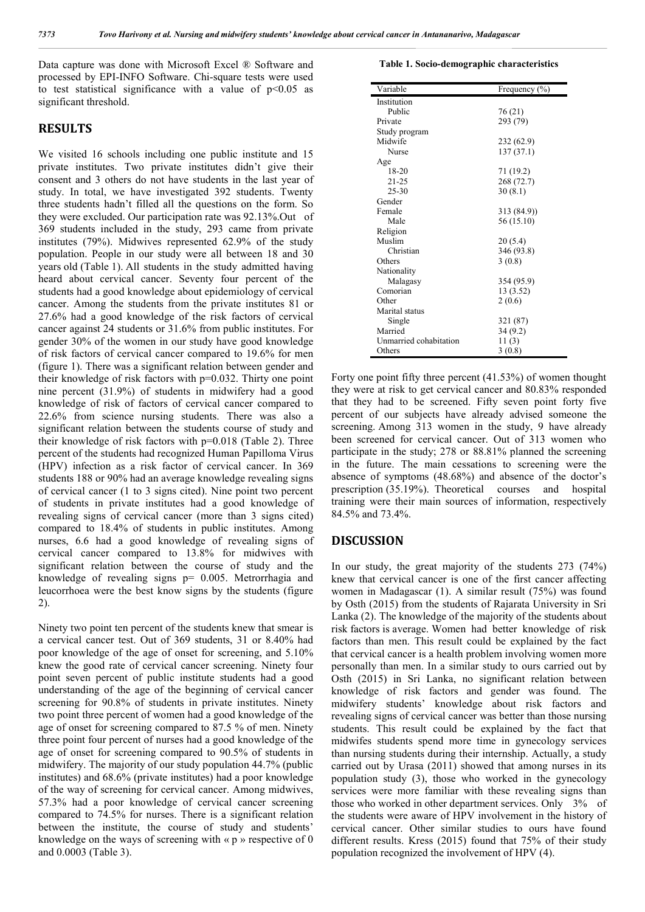Data capture was done with Microsoft Excel ® Software and processed by EPI-INFO Software. Chi-square tests were used to test statistical significance with a value of $p<0.05$ as significant threshold.

## RESULTS

We visited 16 schools including one public institute and 15 private institutes. Two private institutes didn't give their consent and 3 others do not have students in the last year of study. In total, we have investigated 392 students. Twenty three students hadn't filled all the questions on the form. So they were excluded. Our participation rate was 92.13%.Out of 369 students included in the study, 293 came from private institutes (79%). Midwives represented 62.9% of the study population. People in our study were all between 18 and 30 years old (Table 1). All students in the study admitted having heard about cervical cancer. Seventy four percent of the students had a good knowledge about epidemiology of cervical cancer. Among the students from the private institutes 81 or 27.6% had a good knowledge of the risk factors of cervical cancer against 24 students or 31.6% from public institutes. For gender 30% of the women in our study have good knowledge of risk factors of cervical cancer compared to 19.6% for men (figure 1). There was a significant relation between gender and their knowledge of risk factors with p=0.032. Thirty one point nine percent (31.9%) of students in midwifery had a good knowledge of risk of factors of cervical cancer compared to 22.6% from science nursing students. There was also a significant relation between the students course of study and their knowledge of risk factors with p=0.018 (Table 2). Three percent of the students had recognized Human Papilloma Virus (HPV) infection as a risk factor of cervical cancer. In 369 students 188 or 90% had an average knowledge revealing signs of cervical cancer (1 to 3 signs cited). Nine point two percent of students in private institutes had a good knowledge of revealing signs of cervical cancer (more than 3 signs cited) compared to 18.4% of students in public institutes. Among nurses, 6.6 had a good knowledge of revealing signs of cervical cancer compared to 13.8% for midwives with significant relation between the course of study and the knowledge of revealing signs p= 0.005. Metrorrhagia and leucorrhoea were the best know signs by the students (figure 2).

Ninety two point ten percent of the students knew that smear is a cervical cancer test. Out of 369 students, 31 or 8.40% had poor knowledge of the age of onset for screening, and 5.10% knew the good rate of cervical cancer screening. Ninety four point seven percent of public institute students had a good understanding of the age of the beginning of cervical cancer screening for 90.8% of students in private institutes. Ninety two point three percent of women had a good knowledge of the age of onset for screening compared to 87.5 % of men. Ninety three point four percent of nurses had a good knowledge of the age of onset for screening compared to 90.5% of students in midwifery. The majority of our study population 44.7% (public institutes) and 68.6% (private institutes) had a poor knowledge of the way of screening for cervical cancer. Among midwives, 57.3% had a poor knowledge of cervical cancer screening compared to 74.5% for nurses. There is a significant relation between the institute, the course of study and students' knowledge on the ways of screening with « p » respective of 0 and 0.0003 (Table 3).

**Table 1. Socio-demographic characteristics**

| Variable | Frequency (%) |
|---|---|
| Institution | |
| Public | 76 (21) |
| Private | 293 (79) |
| Study program | |
| Midwife | 232 (62.9) |
| Nurse | 137 (37.1) |
| Age | |
| 18-20 | 71 (19.2) |
| 21-25 | 268 (72.7) |
| 25-30 | 30 (8.1) |
| Gender | |
| Female | 313 (84.9)) |
| Male | 56 (15.10) |
| Religion | |
| Muslim | 20 (5.4) |
| Christian | 346 (93.8) |
| Others | 3 (0.8) |
| Nationality | |
| Malagasy | 354 (95.9) |
| Comorian | 13 (3.52) |
| Other | 2 (0.6) |
| Marital status | |
| Single | 321 (87) |
| Married | 34 (9.2) |
| Unmarried cohabitation | 11 (3) |
| Others | 3 (0.8) |

Forty one point fifty three percent (41.53%) of women thought they were at risk to get cervical cancer and 80.83% responded that they had to be screened. Fifty seven point forty five percent of our subjects have already advised someone the screening. Among 313 women in the study, 9 have already been screened for cervical cancer. Out of 313 women who participate in the study; 278 or 88.81% planned the screening in the future. The main cessations to screening were the absence of symptoms (48.68%) and absence of the doctor's prescription (35.19%). Theoretical courses and hospital training were their main sources of information, respectively 84.5% and 73.4%.

## DISCUSSION

In our study, the great majority of the students 273 (74%) knew that cervical cancer is one of the first cancer affecting women in Madagascar (1). A similar result (75%) was found by Osth (2015) from the students of Rajarata University in Sri Lanka (2). The knowledge of the majority of the students about risk factors is average. Women had better knowledge of risk factors than men. This result could be explained by the fact that cervical cancer is a health problem involving women more personally than men. In a similar study to ours carried out by Osth (2015) in Sri Lanka, no significant relation between knowledge of risk factors and gender was found. The midwifery students' knowledge about risk factors and revealing signs of cervical cancer was better than those nursing students. This result could be explained by the fact that midwifes students spend more time in gynecology services than nursing students during their internship. Actually, a study carried out by Urasa (2011) showed that among nurses in its population study (3), those who worked in the gynecology services were more familiar with these revealing signs than those who worked in other department services. Only 3% of the students were aware of HPV involvement in the history of cervical cancer. Other similar studies to ours have found different results. Kress (2015) found that 75% of their study population recognized the involvement of HPV (4).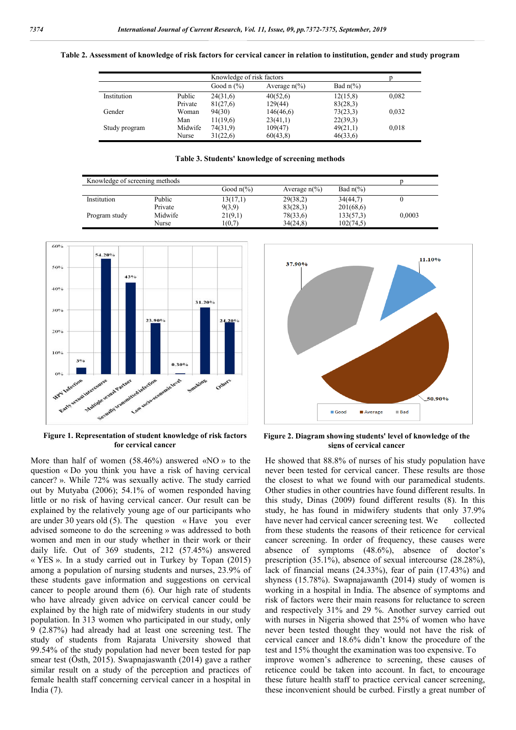**Table 2. Assessment of knowledge of risk factors for cervical cancer in relation to institution, gender and study program**

| | | Knowledge of risk factors | | | p |
|---|---|---|---|---|---|
| | | Good n (%) | Average n(%) | Bad n(%) | |
| Institution | Public | 24(31,6) | 40(52,6) | 12(15,8) | 0,082 |
| | Private | 81(27,6) | 129(44) | 83(28,3) | |
| Gender | Woman | 94(30) | 146(46,6) | 73(23,3) | 0,032 |
| | Man | 11(19,6) | 23(41,1) | 22(39,3) | |
| Study program | Midwife | 74(31,9) | 109(47) | 49(21,1) | 0,018 |
| | Nurse | 31(22,6) | 60(43,8) | 46(33,6) | |

**Table 3. Students' knowledge of screening methods**

| Knowledge of screening methods | | | | | p |
|---|---|---|---|---|---|
| | | Good n(%) | Average n(%) | Bad n(%) | |
| Institution | Public | 13(17,1) | 29(38,2) | 34(44,7) | 0 |
| | Private | 9(3,9) | 83(28,3) | 201(68,6) | |
| Program study | Midwife | 21(9,1) | 78(33,6) | 133(57,3) | 0,0003 |
| | Nurse | 1(0,7) | 34(24,8) | 102(74,5) | |

**Figure 1. Representation of student knowledge of risk factors for cervical cancer**

**Figure 2. Diagram showing students' level of knowledge of the signs of cervical cancer**

More than half of women (58.46%) answered «NO » to the question « Do you think you have a risk of having cervical cancer? ». While 72% was sexually active. The study carried out by Mutyaba (2006); 54.1% of women responded having little or no risk of having cervical cancer. Our result can be explained by the relatively young age of our participants who are under 30 years old (5). The question « Have you ever advised someone to do the screening » was addressed to both women and men in our study whether in their work or their daily life. Out of 369 students, 212 (57.45%) answered « YES ». In a study carried out in Turkey by Topan (2015) among a population of nursing students and nurses, 23.9% of these students gave information and suggestions on cervical cancer to people around them (6). Our high rate of students who have already given advice on cervical cancer could be explained by the high rate of midwifery students in our study population. In 313 women who participated in our study, only 9 (2.87%) had already had at least one screening test. The study of students from Rajarata University showed that 99.54% of the study population had never been tested for pap smear test (Östh, 2015). Swapnajaswanth (2014) gave a rather similar result on a study of the perception and practices of female health staff concerning cervical cancer in a hospital in India (7).

He showed that 88.8% of nurses of his study population have never been tested for cervical cancer. These results are those the closest to what we found with our paramedical students. Other studies in other countries have found different results. In this study, Dinas (2009) found different results (8). In this study, he has found in midwifery students that only 37.9% have never had cervical cancer screening test. We collected from these students the reasons of their reticence for cervical cancer screening. In order of frequency, these causes were absence of symptoms (48.6%), absence of doctor's prescription (35.1%), absence of sexual intercourse (28.28%), lack of financial means (24.33%), fear of pain (17.43%) and shyness (15.78%). Swapnajawanth (2014) study of women is working in a hospital in India. The absence of symptoms and risk of factors were their main reasons for reluctance to screen and respectively 31% and 29 %. Another survey carried out with nurses in Nigeria showed that 25% of women who have never been tested thought they would not have the risk of cervical cancer and 18.6% didn't know the procedure of the test and 15% thought the examination was too expensive. To improve women's adherence to screening, these causes of reticence could be taken into account. In fact, to encourage these future health staff to practice cervical cancer screening, these inconvenient should be curbed. Firstly a great number of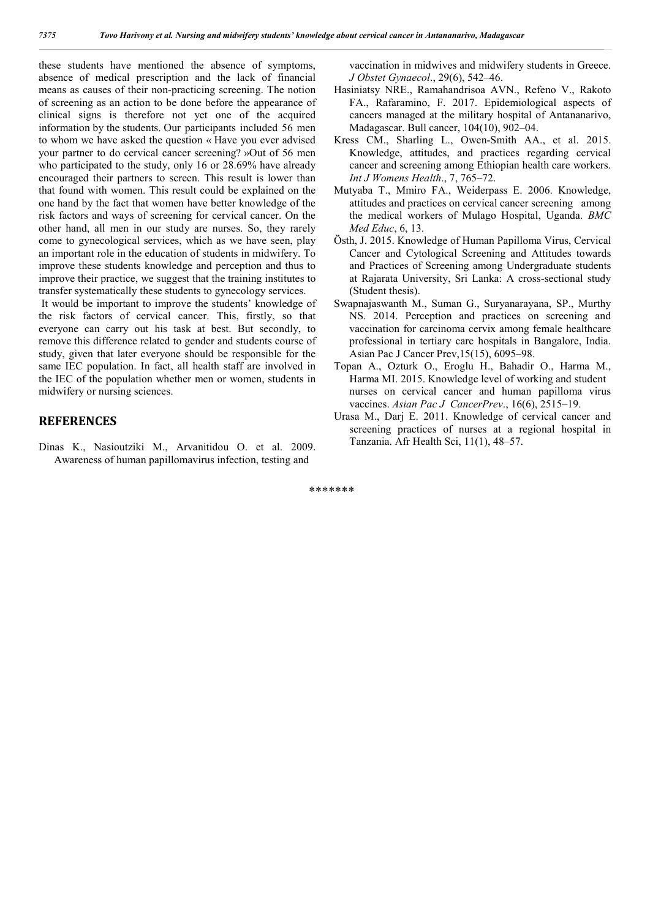these students have mentioned the absence of symptoms, absence of medical prescription and the lack of financial means as causes of their non-practicing screening. The notion of screening as an action to be done before the appearance of clinical signs is therefore not yet one of the acquired information by the students. Our participants included 56 men to whom we have asked the question « Have you ever advised your partner to do cervical cancer screening? »Out of 56 men who participated to the study, only 16 or 28.69% have already encouraged their partners to screen. This result is lower than that found with women. This result could be explained on the one hand by the fact that women have better knowledge of the risk factors and ways of screening for cervical cancer. On the other hand, all men in our study are nurses. So, they rarely come to gynecological services, which as we have seen, play an important role in the education of students in midwifery. To improve these students knowledge and perception and thus to improve their practice, we suggest that the training institutes to transfer systematically these students to gynecology services.

It would be important to improve the students' knowledge of the risk factors of cervical cancer. This, firstly, so that everyone can carry out his task at best. But secondly, to remove this difference related to gender and students course of study, given that later everyone should be responsible for the same IEC population. In fact, all health staff are involved in the IEC of the population whether men or women, students in midwifery or nursing sciences.

## REFERENCES

Dinas K., Nasioutziki M., Arvanitidou O. et al. 2009. Awareness of human papillomavirus infection, testing and vaccination in midwives and midwifery students in Greece. *J Obstet Gynaecol*., 29(6), 542–46.

Hasiniatsy NRE., Ramahandrisoa AVN., Refeno V., Rakoto FA., Rafaramino, F. 2017. Epidemiological aspects of cancers managed at the military hospital of Antananarivo, Madagascar. Bull cancer, 104(10), 902–04.

Kress CM., Sharling L., Owen-Smith AA., et al. 2015. Knowledge, attitudes, and practices regarding cervical cancer and screening among Ethiopian health care workers. *Int J Womens Health*., 7, 765–72.

Mutyaba T., Mmiro FA., Weiderpass E. 2006. Knowledge, attitudes and practices on cervical cancer screening among the medical workers of Mulago Hospital, Uganda. *BMC Med Educ*, 6, 13.

Östh, J. 2015. Knowledge of Human Papilloma Virus, Cervical Cancer and Cytological Screening and Attitudes towards and Practices of Screening among Undergraduate students at Rajarata University, Sri Lanka: A cross-sectional study (Student thesis).

Swapnajaswanth M., Suman G., Suryanarayana, SP., Murthy NS. 2014. Perception and practices on screening and vaccination for carcinoma cervix among female healthcare professional in tertiary care hospitals in Bangalore, India. Asian Pac J Cancer Prev,15(15), 6095–98.

Topan A., Ozturk O., Eroglu H., Bahadir O., Harma M., Harma MI. 2015. Knowledge level of working and student nurses on cervical cancer and human papilloma virus vaccines. *Asian Pac J CancerPrev*., 16(6), 2515–19.

Urasa M., Darj E. 2011. Knowledge of cervical cancer and screening practices of nurses at a regional hospital in Tanzania. Afr Health Sci, 11(1), 48–57.

*******